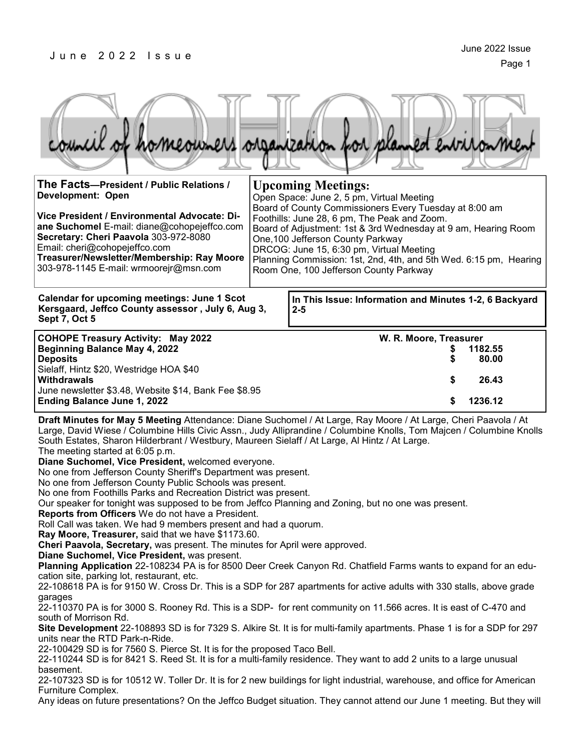# COHOPE

council of homeowners organization for planned environment

**The Facts—President / Public Relations / Development: Open**

**Vice President / Environmental Advocate: Diane Suchomel** E-mail: diane@cohopejeffco.com
**Secretary: Cheri Paavola** 303-972-8080
Email: cheri@cohopejeffco.com
**Treasurer/Newsletter/Membership: Ray Moore** 303-978-1145 E-mail: wrmoorejr@msn.com

## Upcoming Meetings:

Open Space: June 2, 5 pm, Virtual Meeting
Board of County Commissioners Every Tuesday at 8:00 am
Foothills: June 28, 6 pm, The Peak and Zoom.
Board of Adjustment: 1st & 3rd Wednesday at 9 am, Hearing Room One,100 Jefferson County Parkway
DRCOG: June 15, 6:30 pm, Virtual Meeting
Planning Commission: 1st, 2nd, 4th, and 5th Wed. 6:15 pm, Hearing Room One, 100 Jefferson County Parkway

**Calendar for upcoming meetings: June 1 Scot Kersgaard, Jeffco County assessor , July 6, Aug 3, Sept 7, Oct 5**

**In This Issue: Information and Minutes 1-2, 6 Backyard 2-5**

| **COHOPE Treasury Activity: May 2022** | **W. R. Moore, Treasurer** |
|---|---|
| **Beginning Balance May 4, 2022** | **$ 1182.55** |
| **Deposits** | **$ 80.00** |
| Sielaff, Hintz $20, Westridge HOA $40 | |
| **Withdrawals** | **$ 26.43** |
| June newsletter $3.48, Website $14, Bank Fee $8.95 | |
| **Ending Balance June 1, 2022** | **$ 1236.12** |

**Draft Minutes for May 5 Meeting** Attendance: Diane Suchomel / At Large, Ray Moore / At Large, Cheri Paavola / At Large, David Wiese / Columbine Hills Civic Assn., Judy Alliprandine / Columbine Knolls, Tom Majcen / Columbine Knolls South Estates, Sharon Hilderbrant / Westbury, Maureen Sielaff / At Large, Al Hintz / At Large.
The meeting started at 6:05 p.m.

**Diane Suchomel, Vice President,** welcomed everyone.
No one from Jefferson County Sheriff's Department was present.
No one from Jefferson County Public Schools was present.
No one from Foothills Parks and Recreation District was present.
Our speaker for tonight was supposed to be from Jeffco Planning and Zoning, but no one was present.

**Reports from Officers** We do not have a President.
Roll Call was taken. We had 9 members present and had a quorum.

**Ray Moore, Treasurer,** said that we have $1173.60.

**Cheri Paavola, Secretary,** was present. The minutes for April were approved.

**Diane Suchomel, Vice President,** was present.

**Planning Application** 22-108234 PA is for 8500 Deer Creek Canyon Rd. Chatfield Farms wants to expand for an education site, parking lot, restaurant, etc.
22-108618 PA is for 9150 W. Cross Dr. This is a SDP for 287 apartments for active adults with 330 stalls, above grade garages
22-110370 PA is for 3000 S. Rooney Rd. This is a SDP- for rent community on 11.566 acres. It is east of C-470 and south of Morrison Rd.

**Site Development** 22-108893 SD is for 7329 S. Alkire St. It is for multi-family apartments. Phase 1 is for a SDP for 297 units near the RTD Park-n-Ride.
22-100429 SD is for 7560 S. Pierce St. It is for the proposed Taco Bell.
22-110244 SD is for 8421 S. Reed St. It is for a multi-family residence. They want to add 2 units to a large unusual basement.
22-107323 SD is for 10512 W. Toller Dr. It is for 2 new buildings for light industrial, warehouse, and office for American Furniture Complex.

Any ideas on future presentations? On the Jeffco Budget situation. They cannot attend our June 1 meeting. But they will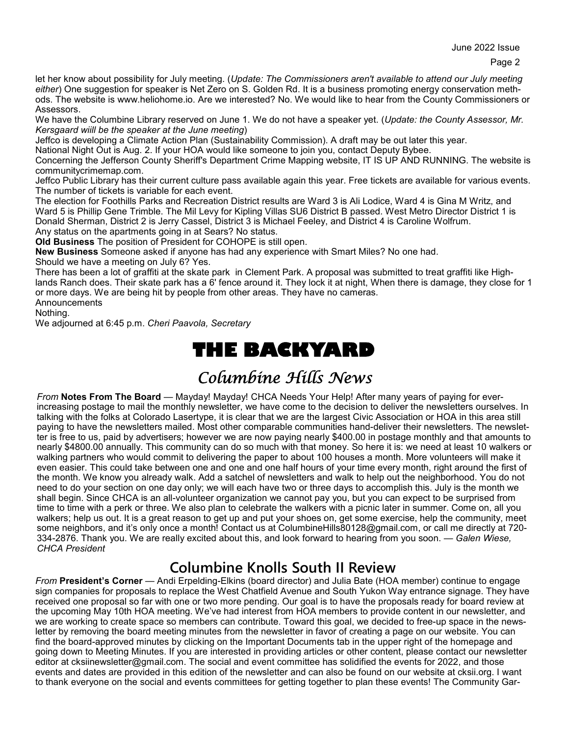let her know about possibility for July meeting. (*Update: The Commissioners aren't available to attend our July meeting either*) One suggestion for speaker is Net Zero on S. Golden Rd. It is a business promoting energy conservation methods. The website is www.heliohome.io. Are we interested? No. We would like to hear from the County Commissioners or Assessors.

We have the Columbine Library reserved on June 1. We do not have a speaker yet. (*Update: the County Assessor, Mr. Kersgaard wiill be the speaker at the June meeting*)

Jeffco is developing a Climate Action Plan (Sustainability Commission). A draft may be out later this year.

National Night Out is Aug. 2. If your HOA would like someone to join you, contact Deputy Bybee.

Concerning the Jefferson County Sheriff's Department Crime Mapping website, IT IS UP AND RUNNING. The website is communitycrimemap.com.

Jeffco Public Library has their current culture pass available again this year. Free tickets are available for various events. The number of tickets is variable for each event.

The election for Foothills Parks and Recreation District results are Ward 3 is Ali Lodice, Ward 4 is Gina M Writz, and Ward 5 is Phillip Gene Trimble. The Mil Levy for Kipling Villas SU6 District B passed. West Metro Director District 1 is Donald Sherman, District 2 is Jerry Cassel, District 3 is Michael Feeley, and District 4 is Caroline Wolfrum.

Any status on the apartments going in at Sears? No status.

**Old Business** The position of President for COHOPE is still open.

**New Business** Someone asked if anyone has had any experience with Smart Miles? No one had.

Should we have a meeting on July 6? Yes.

There has been a lot of graffiti at the skate park in Clement Park. A proposal was submitted to treat graffiti like Highlands Ranch does. Their skate park has a 6' fence around it. They lock it at night, When there is damage, they close for 1 or more days. We are being hit by people from other areas. They have no cameras.

Announcements

Nothing.

We adjourned at 6:45 p.m. *Cheri Paavola, Secretary*

# THE BACKYARD

## Columbine Hills News

*From* **Notes From The Board** — Mayday! Mayday! CHCA Needs Your Help! After many years of paying for ever-increasing postage to mail the monthly newsletter, we have come to the decision to deliver the newsletters ourselves. In talking with the folks at Colorado Lasertype, it is clear that we are the largest Civic Association or HOA in this area still paying to have the newsletters mailed. Most other comparable communities hand-deliver their newsletters. The newsletter is free to us, paid by advertisers; however we are now paying nearly $400.00 in postage monthly and that amounts to nearly $4800.00 annually. This community can do so much with that money. So here it is: we need at least 10 walkers or walking partners who would commit to delivering the paper to about 100 houses a month. More volunteers will make it even easier. This could take between one and one and one half hours of your time every month, right around the first of the month. We know you already walk. Add a satchel of newsletters and walk to help out the neighborhood. You do not need to do your section on one day only; we will each have two or three days to accomplish this. July is the month we shall begin. Since CHCA is an all-volunteer organization we cannot pay you, but you can expect to be surprised from time to time with a perk or three. We also plan to celebrate the walkers with a picnic later in summer. Come on, all you walkers; help us out. It is a great reason to get up and put your shoes on, get some exercise, help the community, meet some neighbors, and it's only once a month! Contact us at ColumbineHills80128@gmail.com, or call me directly at 720-334-2876. Thank you. We are really excited about this, and look forward to hearing from you soon. — *Galen Wiese, CHCA President*

## Columbine Knolls South II Review

*From* **President's Corner** — Andi Erpelding-Elkins (board director) and Julia Bate (HOA member) continue to engage sign companies for proposals to replace the West Chatfield Avenue and South Yukon Way entrance signage. They have received one proposal so far with one or two more pending. Our goal is to have the proposals ready for board review at the upcoming May 10th HOA meeting. We've had interest from HOA members to provide content in our newsletter, and we are working to create space so members can contribute. Toward this goal, we decided to free-up space in the newsletter by removing the board meeting minutes from the newsletter in favor of creating a page on our website. You can find the board-approved minutes by clicking on the Important Documents tab in the upper right of the homepage and going down to Meeting Minutes. If you are interested in providing articles or other content, please contact our newsletter editor at cksiinewsletter@gmail.com. The social and event committee has solidified the events for 2022, and those events and dates are provided in this edition of the newsletter and can also be found on our website at cksii.org. I want to thank everyone on the social and events committees for getting together to plan these events! The Community Gar-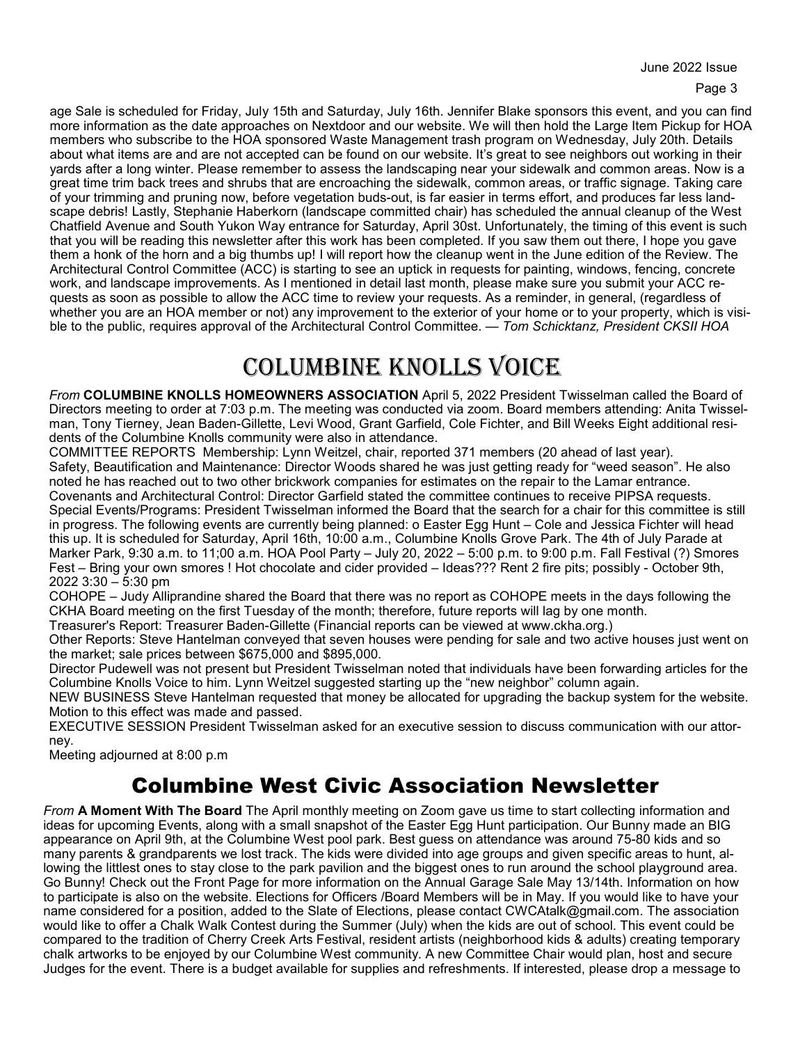age Sale is scheduled for Friday, July 15th and Saturday, July 16th. Jennifer Blake sponsors this event, and you can find more information as the date approaches on Nextdoor and our website. We will then hold the Large Item Pickup for HOA members who subscribe to the HOA sponsored Waste Management trash program on Wednesday, July 20th. Details about what items are and are not accepted can be found on our website. It's great to see neighbors out working in their yards after a long winter. Please remember to assess the landscaping near your sidewalk and common areas. Now is a great time trim back trees and shrubs that are encroaching the sidewalk, common areas, or traffic signage. Taking care of your trimming and pruning now, before vegetation buds-out, is far easier in terms effort, and produces far less landscape debris! Lastly, Stephanie Haberkorn (landscape committed chair) has scheduled the annual cleanup of the West Chatfield Avenue and South Yukon Way entrance for Saturday, April 30st. Unfortunately, the timing of this event is such that you will be reading this newsletter after this work has been completed. If you saw them out there, I hope you gave them a honk of the horn and a big thumbs up! I will report how the cleanup went in the June edition of the Review. The Architectural Control Committee (ACC) is starting to see an uptick in requests for painting, windows, fencing, concrete work, and landscape improvements. As I mentioned in detail last month, please make sure you submit your ACC requests as soon as possible to allow the ACC time to review your requests. As a reminder, in general, (regardless of whether you are an HOA member or not) any improvement to the exterior of your home or to your property, which is visible to the public, requires approval of the Architectural Control Committee. — *Tom Schicktanz, President CKSII HOA*

# Columbine Knolls Voice

*From* **COLUMBINE KNOLLS HOMEOWNERS ASSOCIATION** April 5, 2022 President Twisselman called the Board of Directors meeting to order at 7:03 p.m. The meeting was conducted via zoom. Board members attending: Anita Twisselman, Tony Tierney, Jean Baden-Gillette, Levi Wood, Grant Garfield, Cole Fichter, and Bill Weeks Eight additional residents of the Columbine Knolls community were also in attendance.

COMMITTEE REPORTS Membership: Lynn Weitzel, chair, reported 371 members (20 ahead of last year).

Safety, Beautification and Maintenance: Director Woods shared he was just getting ready for "weed season". He also noted he has reached out to two other brickwork companies for estimates on the repair to the Lamar entrance.

Covenants and Architectural Control: Director Garfield stated the committee continues to receive PIPSA requests.

Special Events/Programs: President Twisselman informed the Board that the search for a chair for this committee is still in progress. The following events are currently being planned: o Easter Egg Hunt – Cole and Jessica Fichter will head this up. It is scheduled for Saturday, April 16th, 10:00 a.m., Columbine Knolls Grove Park. The 4th of July Parade at Marker Park, 9:30 a.m. to 11;00 a.m. HOA Pool Party – July 20, 2022 – 5:00 p.m. to 9:00 p.m. Fall Festival (?) Smores Fest – Bring your own smores ! Hot chocolate and cider provided – Ideas??? Rent 2 fire pits; possibly - October 9th, 2022 3:30 – 5:30 pm

COHOPE – Judy Alliprandine shared the Board that there was no report as COHOPE meets in the days following the CKHA Board meeting on the first Tuesday of the month; therefore, future reports will lag by one month.

Treasurer's Report: Treasurer Baden-Gillette (Financial reports can be viewed at www.ckha.org.)

Other Reports: Steve Hantelman conveyed that seven houses were pending for sale and two active houses just went on the market; sale prices between $675,000 and $895,000.

Director Pudewell was not present but President Twisselman noted that individuals have been forwarding articles for the Columbine Knolls Voice to him. Lynn Weitzel suggested starting up the "new neighbor" column again.

NEW BUSINESS Steve Hantelman requested that money be allocated for upgrading the backup system for the website. Motion to this effect was made and passed.

EXECUTIVE SESSION President Twisselman asked for an executive session to discuss communication with our attorney.

Meeting adjourned at 8:00 p.m

# Columbine West Civic Association Newsletter

*From* **A Moment With The Board** The April monthly meeting on Zoom gave us time to start collecting information and ideas for upcoming Events, along with a small snapshot of the Easter Egg Hunt participation. Our Bunny made an BIG appearance on April 9th, at the Columbine West pool park. Best guess on attendance was around 75-80 kids and so many parents & grandparents we lost track. The kids were divided into age groups and given specific areas to hunt, allowing the littlest ones to stay close to the park pavilion and the biggest ones to run around the school playground area. Go Bunny! Check out the Front Page for more information on the Annual Garage Sale May 13/14th. Information on how to participate is also on the website. Elections for Officers /Board Members will be in May. If you would like to have your name considered for a position, added to the Slate of Elections, please contact CWCAtalk@gmail.com. The association would like to offer a Chalk Walk Contest during the Summer (July) when the kids are out of school. This event could be compared to the tradition of Cherry Creek Arts Festival, resident artists (neighborhood kids & adults) creating temporary chalk artworks to be enjoyed by our Columbine West community. A new Committee Chair would plan, host and secure Judges for the event. There is a budget available for supplies and refreshments. If interested, please drop a message to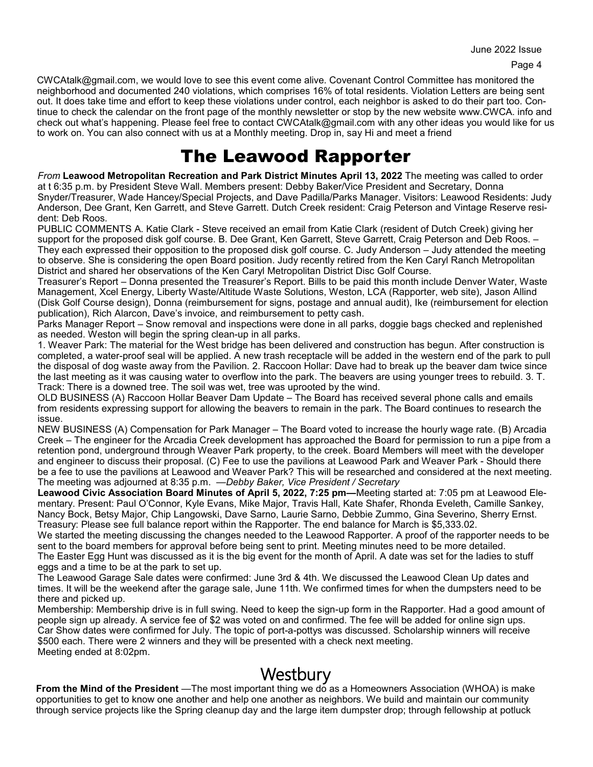CWCAtalk@gmail.com, we would love to see this event come alive. Covenant Control Committee has monitored the neighborhood and documented 240 violations, which comprises 16% of total residents. Violation Letters are being sent out. It does take time and effort to keep these violations under control, each neighbor is asked to do their part too. Continue to check the calendar on the front page of the monthly newsletter or stop by the new website www.CWCA. info and check out what's happening. Please feel free to contact CWCAtalk@gmail.com with any other ideas you would like for us to work on. You can also connect with us at a Monthly meeting. Drop in, say Hi and meet a friend

# The Leawood Rapporter

*From* **Leawood Metropolitan Recreation and Park District Minutes April 13, 2022** The meeting was called to order at t 6:35 p.m. by President Steve Wall. Members present: Debby Baker/Vice President and Secretary, Donna Snyder/Treasurer, Wade Hancey/Special Projects, and Dave Padilla/Parks Manager. Visitors: Leawood Residents: Judy Anderson, Dee Grant, Ken Garrett, and Steve Garrett. Dutch Creek resident: Craig Peterson and Vintage Reserve resident: Deb Roos.

PUBLIC COMMENTS A. Katie Clark - Steve received an email from Katie Clark (resident of Dutch Creek) giving her support for the proposed disk golf course. B. Dee Grant, Ken Garrett, Steve Garrett, Craig Peterson and Deb Roos. – They each expressed their opposition to the proposed disk golf course. C. Judy Anderson – Judy attended the meeting to observe. She is considering the open Board position. Judy recently retired from the Ken Caryl Ranch Metropolitan District and shared her observations of the Ken Caryl Metropolitan District Disc Golf Course.

Treasurer's Report – Donna presented the Treasurer's Report. Bills to be paid this month include Denver Water, Waste Management, Xcel Energy, Liberty Waste/Altitude Waste Solutions, Weston, LCA (Rapporter, web site), Jason Allind (Disk Golf Course design), Donna (reimbursement for signs, postage and annual audit), Ike (reimbursement for election publication), Rich Alarcon, Dave's invoice, and reimbursement to petty cash.

Parks Manager Report – Snow removal and inspections were done in all parks, doggie bags checked and replenished as needed. Weston will begin the spring clean-up in all parks.

1. Weaver Park: The material for the West bridge has been delivered and construction has begun. After construction is completed, a water-proof seal will be applied. A new trash receptacle will be added in the western end of the park to pull the disposal of dog waste away from the Pavilion. 2. Raccoon Hollar: Dave had to break up the beaver dam twice since the last meeting as it was causing water to overflow into the park. The beavers are using younger trees to rebuild. 3. T. Track: There is a downed tree. The soil was wet, tree was uprooted by the wind.

OLD BUSINESS (A) Raccoon Hollar Beaver Dam Update – The Board has received several phone calls and emails from residents expressing support for allowing the beavers to remain in the park. The Board continues to research the issue.

NEW BUSINESS (A) Compensation for Park Manager – The Board voted to increase the hourly wage rate. (B) Arcadia Creek – The engineer for the Arcadia Creek development has approached the Board for permission to run a pipe from a retention pond, underground through Weaver Park property, to the creek. Board Members will meet with the developer and engineer to discuss their proposal. (C) Fee to use the pavilions at Leawood Park and Weaver Park - Should there be a fee to use the pavilions at Leawood and Weaver Park? This will be researched and considered at the next meeting. The meeting was adjourned at 8:35 p.m. —*Debby Baker, Vice President / Secretary*

**Leawood Civic Association Board Minutes of April 5, 2022, 7:25 pm—**Meeting started at: 7:05 pm at Leawood Elementary. Present: Paul O'Connor, Kyle Evans, Mike Major, Travis Hall, Kate Shafer, Rhonda Eveleth, Camille Sankey, Nancy Bock, Betsy Major, Chip Langowski, Dave Sarno, Laurie Sarno, Debbie Zummo, Gina Severino, Sherry Ernst. Treasury: Please see full balance report within the Rapporter. The end balance for March is $5,333.02.

We started the meeting discussing the changes needed to the Leawood Rapporter. A proof of the rapporter needs to be sent to the board members for approval before being sent to print. Meeting minutes need to be more detailed.

The Easter Egg Hunt was discussed as it is the big event for the month of April. A date was set for the ladies to stuff eggs and a time to be at the park to set up.

The Leawood Garage Sale dates were confirmed: June 3rd & 4th. We discussed the Leawood Clean Up dates and times. It will be the weekend after the garage sale, June 11th. We confirmed times for when the dumpsters need to be there and picked up.

Membership: Membership drive is in full swing. Need to keep the sign-up form in the Rapporter. Had a good amount of people sign up already. A service fee of $2 was voted on and confirmed. The fee will be added for online sign ups.

Car Show dates were confirmed for July. The topic of port-a-pottys was discussed. Scholarship winners will receive $500 each. There were 2 winners and they will be presented with a check next meeting.

Meeting ended at 8:02pm.

# Westbury

**From the Mind of the President** —The most important thing we do as a Homeowners Association (WHOA) is make opportunities to get to know one another and help one another as neighbors. We build and maintain our community through service projects like the Spring cleanup day and the large item dumpster drop; through fellowship at potluck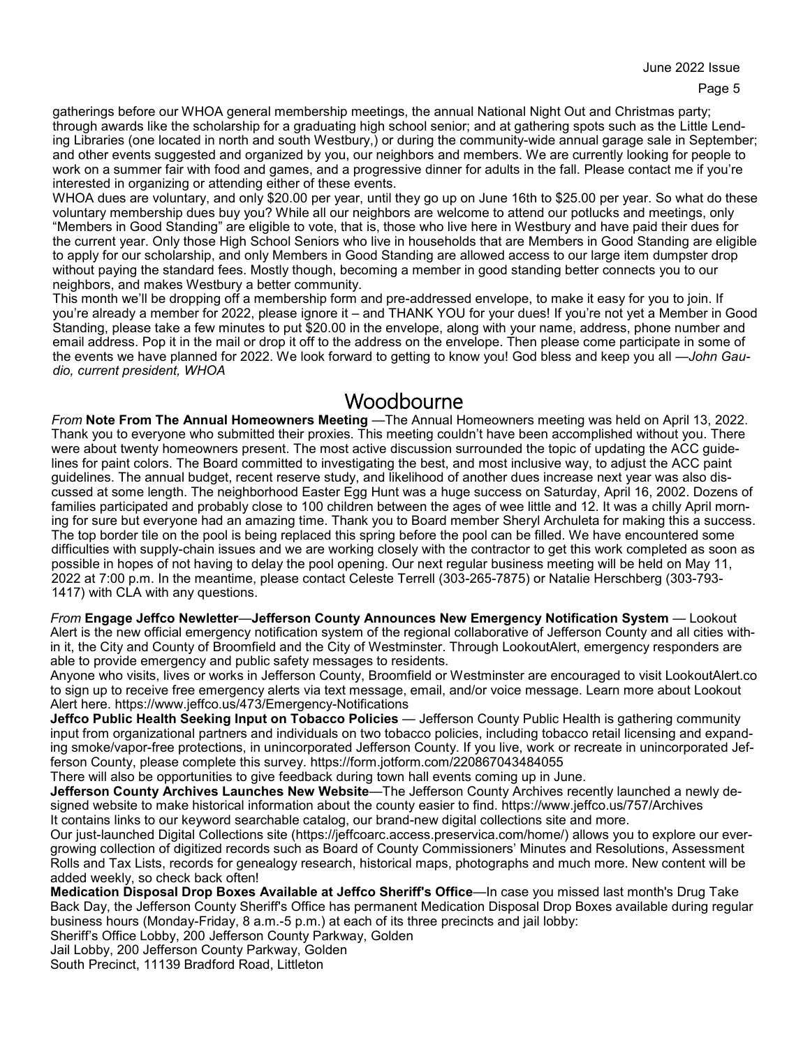gatherings before our WHOA general membership meetings, the annual National Night Out and Christmas party; through awards like the scholarship for a graduating high school senior; and at gathering spots such as the Little Lending Libraries (one located in north and south Westbury,) or during the community-wide annual garage sale in September; and other events suggested and organized by you, our neighbors and members. We are currently looking for people to work on a summer fair with food and games, and a progressive dinner for adults in the fall. Please contact me if you're interested in organizing or attending either of these events.

WHOA dues are voluntary, and only $20.00 per year, until they go up on June 16th to $25.00 per year. So what do these voluntary membership dues buy you? While all our neighbors are welcome to attend our potlucks and meetings, only "Members in Good Standing" are eligible to vote, that is, those who live here in Westbury and have paid their dues for the current year. Only those High School Seniors who live in households that are Members in Good Standing are eligible to apply for our scholarship, and only Members in Good Standing are allowed access to our large item dumpster drop without paying the standard fees. Mostly though, becoming a member in good standing better connects you to our neighbors, and makes Westbury a better community.

This month we'll be dropping off a membership form and pre-addressed envelope, to make it easy for you to join. If you're already a member for 2022, please ignore it – and THANK YOU for your dues! If you're not yet a Member in Good Standing, please take a few minutes to put $20.00 in the envelope, along with your name, address, phone number and email address. Pop it in the mail or drop it off to the address on the envelope. Then please come participate in some of the events we have planned for 2022. We look forward to getting to know you! God bless and keep you all —*John Gaudio, current president, WHOA*

## Woodbourne

*From* **Note From The Annual Homeowners Meeting** —The Annual Homeowners meeting was held on April 13, 2022. Thank you to everyone who submitted their proxies. This meeting couldn't have been accomplished without you. There were about twenty homeowners present. The most active discussion surrounded the topic of updating the ACC guidelines for paint colors. The Board committed to investigating the best, and most inclusive way, to adjust the ACC paint guidelines. The annual budget, recent reserve study, and likelihood of another dues increase next year was also discussed at some length. The neighborhood Easter Egg Hunt was a huge success on Saturday, April 16, 2002. Dozens of families participated and probably close to 100 children between the ages of wee little and 12. It was a chilly April morning for sure but everyone had an amazing time. Thank you to Board member Sheryl Archuleta for making this a success. The top border tile on the pool is being replaced this spring before the pool can be filled. We have encountered some difficulties with supply-chain issues and we are working closely with the contractor to get this work completed as soon as possible in hopes of not having to delay the pool opening. Our next regular business meeting will be held on May 11, 2022 at 7:00 p.m. In the meantime, please contact Celeste Terrell (303-265-7875) or Natalie Herschberg (303-793-1417) with CLA with any questions.

*From* **Engage Jeffco Newletter**—**Jefferson County Announces New Emergency Notification System** — Lookout Alert is the new official emergency notification system of the regional collaborative of Jefferson County and all cities within it, the City and County of Broomfield and the City of Westminster. Through LookoutAlert, emergency responders are able to provide emergency and public safety messages to residents.

Anyone who visits, lives or works in Jefferson County, Broomfield or Westminster are encouraged to visit LookoutAlert.co to sign up to receive free emergency alerts via text message, email, and/or voice message. Learn more about Lookout Alert here. https://www.jeffco.us/473/Emergency-Notifications

**Jeffco Public Health Seeking Input on Tobacco Policies** — Jefferson County Public Health is gathering community input from organizational partners and individuals on two tobacco policies, including tobacco retail licensing and expanding smoke/vapor-free protections, in unincorporated Jefferson County. If you live, work or recreate in unincorporated Jefferson County, please complete this survey. https://form.jotform.com/220867043484055

There will also be opportunities to give feedback during town hall events coming up in June.

**Jefferson County Archives Launches New Website**—The Jefferson County Archives recently launched a newly designed website to make historical information about the county easier to find. https://www.jeffco.us/757/Archives

It contains links to our keyword searchable catalog, our brand-new digital collections site and more.

Our just-launched Digital Collections site (https://jeffcoarc.access.preservica.com/home/) allows you to explore our ever-growing collection of digitized records such as Board of County Commissioners' Minutes and Resolutions, Assessment Rolls and Tax Lists, records for genealogy research, historical maps, photographs and much more. New content will be added weekly, so check back often!

**Medication Disposal Drop Boxes Available at Jeffco Sheriff's Office**—In case you missed last month's Drug Take Back Day, the Jefferson County Sheriff's Office has permanent Medication Disposal Drop Boxes available during regular business hours (Monday-Friday, 8 a.m.-5 p.m.) at each of its three precincts and jail lobby:

Sheriff's Office Lobby, 200 Jefferson County Parkway, Golden

Jail Lobby, 200 Jefferson County Parkway, Golden

South Precinct, 11139 Bradford Road, Littleton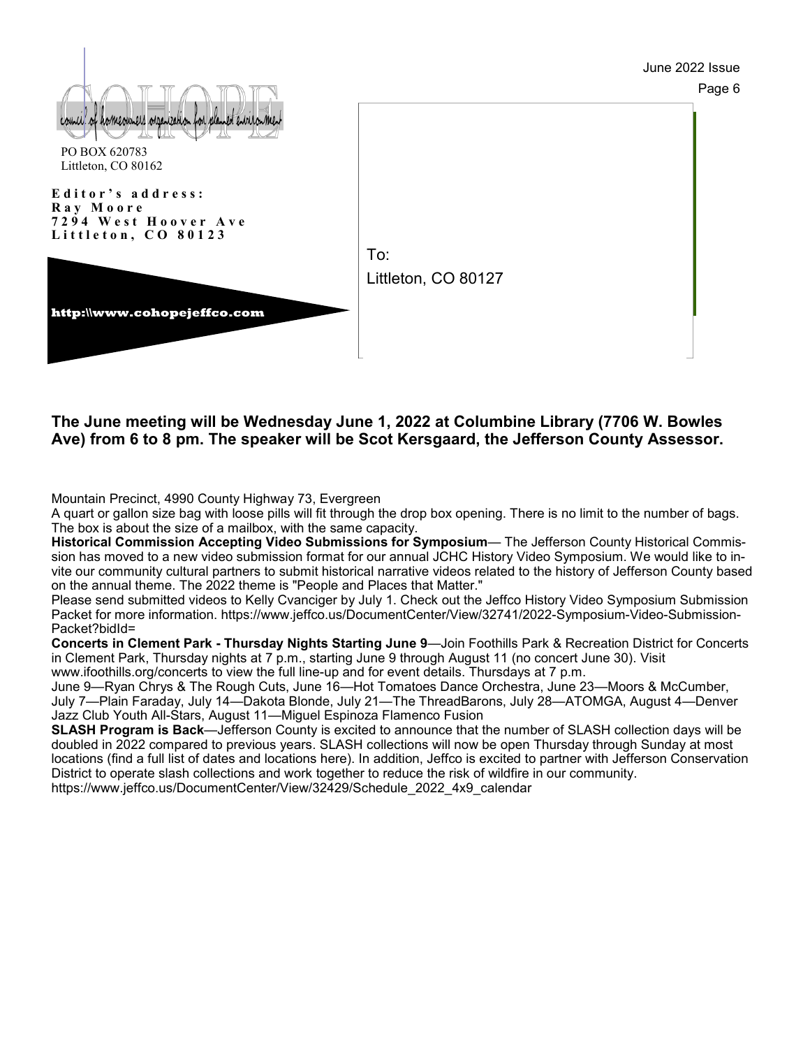COHOPE

council of homeowners organization for planned environment

PO BOX 620783
Littleton, CO 80162

**Editor's address:**
**Ray Moore**
**7294 West Hoover Ave**
**Littleton, CO 80123**

**http:\\www.cohopejeffco.com**

To:

Littleton, CO 80127

**The June meeting will be Wednesday June 1, 2022 at Columbine Library (7706 W. Bowles Ave) from 6 to 8 pm. The speaker will be Scot Kersgaard, the Jefferson County Assessor.**

Mountain Precinct, 4990 County Highway 73, Evergreen

A quart or gallon size bag with loose pills will fit through the drop box opening. There is no limit to the number of bags. The box is about the size of a mailbox, with the same capacity.

**Historical Commission Accepting Video Submissions for Symposium**— The Jefferson County Historical Commission has moved to a new video submission format for our annual JCHC History Video Symposium. We would like to invite our community cultural partners to submit historical narrative videos related to the history of Jefferson County based on the annual theme. The 2022 theme is "People and Places that Matter."

Please send submitted videos to Kelly Cvanciger by July 1. Check out the Jeffco History Video Symposium Submission Packet for more information. https://www.jeffco.us/DocumentCenter/View/32741/2022-Symposium-Video-Submission-Packet?bidId=

**Concerts in Clement Park - Thursday Nights Starting June 9**—Join Foothills Park & Recreation District for Concerts in Clement Park, Thursday nights at 7 p.m., starting June 9 through August 11 (no concert June 30). Visit www.ifoothills.org/concerts to view the full line-up and for event details. Thursdays at 7 p.m.

June 9—Ryan Chrys & The Rough Cuts, June 16—Hot Tomatoes Dance Orchestra, June 23—Moors & McCumber, July 7—Plain Faraday, July 14—Dakota Blonde, July 21—The ThreadBarons, July 28—ATOMGA, August 4—Denver Jazz Club Youth All-Stars, August 11—Miguel Espinoza Flamenco Fusion

**SLASH Program is Back**—Jefferson County is excited to announce that the number of SLASH collection days will be doubled in 2022 compared to previous years. SLASH collections will now be open Thursday through Sunday at most locations (find a full list of dates and locations here). In addition, Jeffco is excited to partner with Jefferson Conservation District to operate slash collections and work together to reduce the risk of wildfire in our community.
https://www.jeffco.us/DocumentCenter/View/32429/Schedule_2022_4x9_calendar